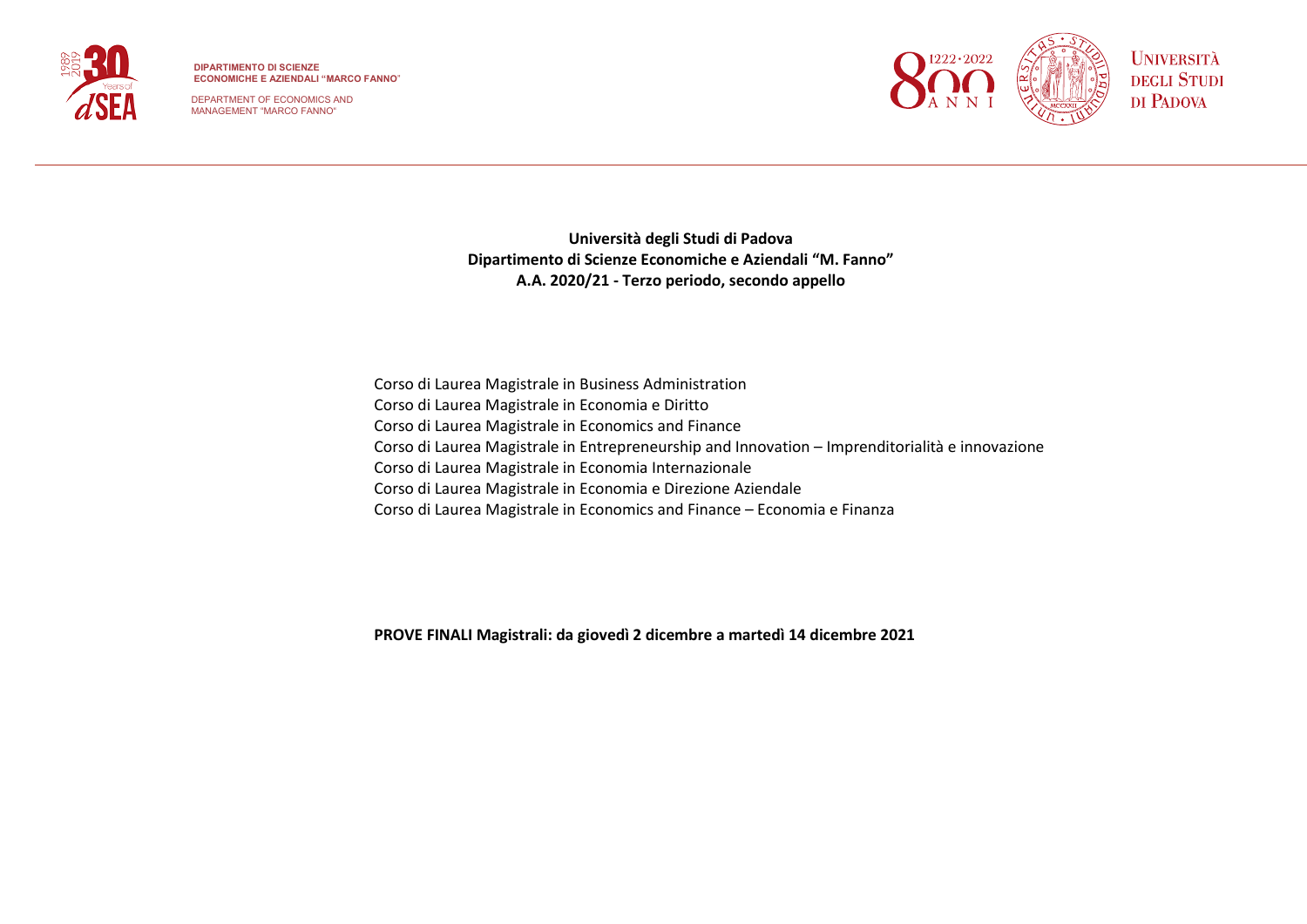DIPARTIMENTO DI SCIENZE ECONOMICHE E AZIENDALI "MARCO FANNO"
DEPARTMENT OF ECONOMICS AND MANAGEMENT "MARCO FANNO"

UNIVERSITÀ DEGLI STUDI DI PADOVA

**Università degli Studi di Padova**
**Dipartimento di Scienze Economiche e Aziendali "M. Fanno"**
**A.A. 2020/21 - Terzo periodo, secondo appello**

Corso di Laurea Magistrale in Business Administration
Corso di Laurea Magistrale in Economia e Diritto
Corso di Laurea Magistrale in Economics and Finance
Corso di Laurea Magistrale in Entrepreneurship and Innovation – Imprenditorialità e innovazione
Corso di Laurea Magistrale in Economia Internazionale
Corso di Laurea Magistrale in Economia e Direzione Aziendale
Corso di Laurea Magistrale in Economics and Finance – Economia e Finanza

**PROVE FINALI Magistrali: da giovedì 2 dicembre a martedì 14 dicembre 2021**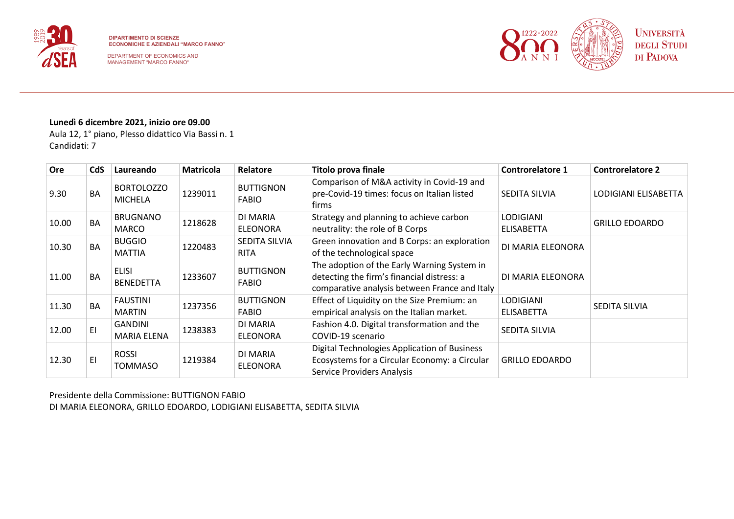**Lunedì 6 dicembre 2021, inizio ore 09.00**
Aula 12, 1° piano, Plesso didattico Via Bassi n. 1
Candidati: 7

| Ore | CdS | Laureando | Matricola | Relatore | Titolo prova finale | Controrelatore 1 | Controrelatore 2 |
|---|---|---|---|---|---|---|---|
| 9.30 | BA | BORTOLOZZO MICHELA | 1239011 | BUTTIGNON FABIO | Comparison of M&A activity in Covid-19 and pre-Covid-19 times: focus on Italian listed firms | SEDITA SILVIA | LODIGIANI ELISABETTA |
| 10.00 | BA | BRUGNANO MARCO | 1218628 | DI MARIA ELEONORA | Strategy and planning to achieve carbon neutrality: the role of B Corps | LODIGIANI ELISABETTA | GRILLO EDOARDO |
| 10.30 | BA | BUGGIO MATTIA | 1220483 | SEDITA SILVIA RITA | Green innovation and B Corps: an exploration of the technological space | DI MARIA ELEONORA | |
| 11.00 | BA | ELISI BENEDETTA | 1233607 | BUTTIGNON FABIO | The adoption of the Early Warning System in detecting the firm's financial distress: a comparative analysis between France and Italy | DI MARIA ELEONORA | |
| 11.30 | BA | FAUSTINI MARTIN | 1237356 | BUTTIGNON FABIO | Effect of Liquidity on the Size Premium: an empirical analysis on the Italian market. | LODIGIANI ELISABETTA | SEDITA SILVIA |
| 12.00 | EI | GANDINI MARIA ELENA | 1238383 | DI MARIA ELEONORA | Fashion 4.0. Digital transformation and the COVID-19 scenario | SEDITA SILVIA | |
| 12.30 | EI | ROSSI TOMMASO | 1219384 | DI MARIA ELEONORA | Digital Technologies Application of Business Ecosystems for a Circular Economy: a Circular Service Providers Analysis | GRILLO EDOARDO | |

Presidente della Commissione: BUTTIGNON FABIO
DI MARIA ELEONORA, GRILLO EDOARDO, LODIGIANI ELISABETTA, SEDITA SILVIA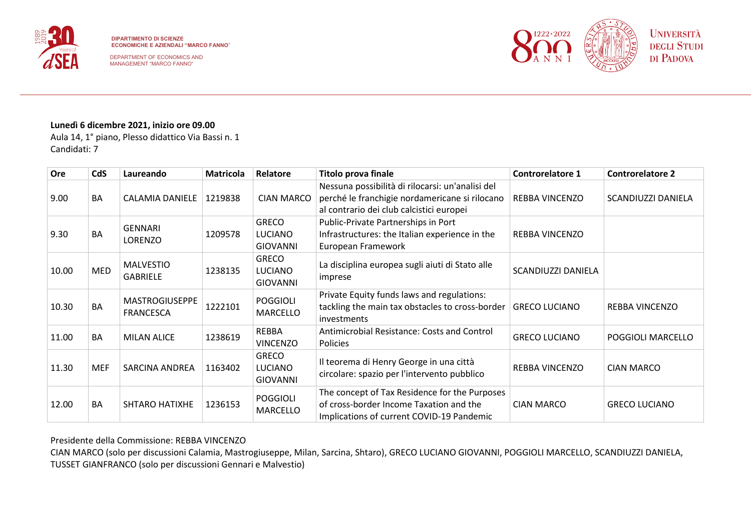**Lunedì 6 dicembre 2021, inizio ore 09.00**
Aula 14, 1° piano, Plesso didattico Via Bassi n. 1
Candidati: 7

| Ore | CdS | Laureando | Matricola | Relatore | Titolo prova finale | Controrelatore 1 | Controrelatore 2 |
|---|---|---|---|---|---|---|---|
| 9.00 | BA | CALAMIA DANIELE | 1219838 | CIAN MARCO | Nessuna possibilità di rilocarsi: un'analisi del perché le franchigie nordamericane si rilocano al contrario dei club calcistici europei | REBBA VINCENZO | SCANDIUZZI DANIELA |
| 9.30 | BA | GENNARI LORENZO | 1209578 | GRECO LUCIANO GIOVANNI | Public-Private Partnerships in Port Infrastructures: the Italian experience in the European Framework | REBBA VINCENZO | |
| 10.00 | MED | MALVESTIO GABRIELE | 1238135 | GRECO LUCIANO GIOVANNI | La disciplina europea sugli aiuti di Stato alle imprese | SCANDIUZZI DANIELA | |
| 10.30 | BA | MASTROGIUSEPPE FRANCESCA | 1222101 | POGGIOLI MARCELLO | Private Equity funds laws and regulations: tackling the main tax obstacles to cross-border investments | GRECO LUCIANO | REBBA VINCENZO |
| 11.00 | BA | MILAN ALICE | 1238619 | REBBA VINCENZO | Antimicrobial Resistance: Costs and Control Policies | GRECO LUCIANO | POGGIOLI MARCELLO |
| 11.30 | MEF | SARCINA ANDREA | 1163402 | GRECO LUCIANO GIOVANNI | Il teorema di Henry George in una città circolare: spazio per l'intervento pubblico | REBBA VINCENZO | CIAN MARCO |
| 12.00 | BA | SHTARO HATIXHE | 1236153 | POGGIOLI MARCELLO | The concept of Tax Residence for the Purposes of cross-border Income Taxation and the Implications of current COVID-19 Pandemic | CIAN MARCO | GRECO LUCIANO |

Presidente della Commissione: REBBA VINCENZO
CIAN MARCO (solo per discussioni Calamia, Mastrogiuseppe, Milan, Sarcina, Shtaro), GRECO LUCIANO GIOVANNI, POGGIOLI MARCELLO, SCANDIUZZI DANIELA, TUSSET GIANFRANCO (solo per discussioni Gennari e Malvestio)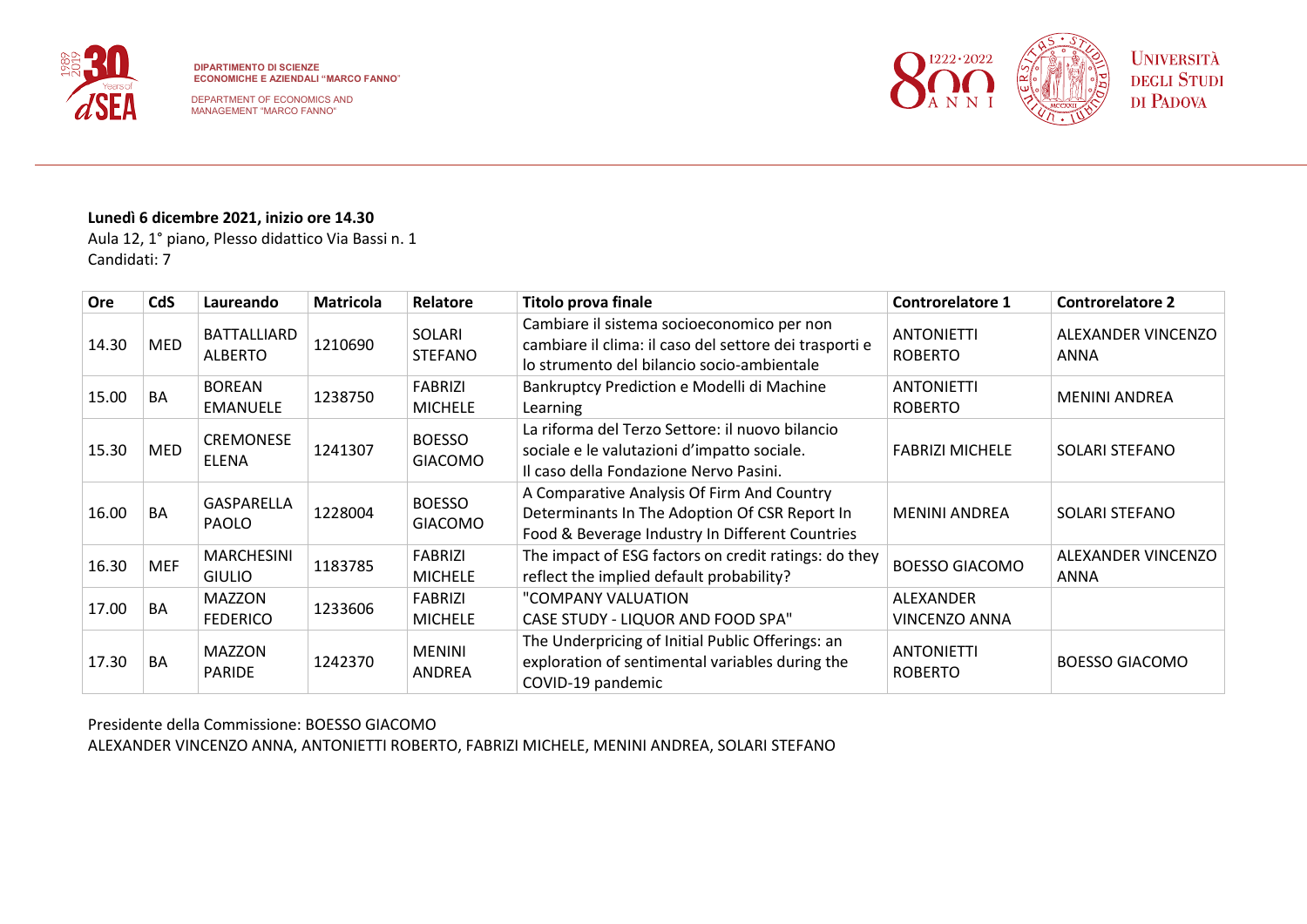**Lunedì 6 dicembre 2021, inizio ore 14.30**
Aula 12, 1° piano, Plesso didattico Via Bassi n. 1
Candidati: 7

| Ore | CdS | Laureando | Matricola | Relatore | Titolo prova finale | Controrelatore 1 | Controrelatore 2 |
|---|---|---|---|---|---|---|---|
| 14.30 | MED | BATTALLIARD ALBERTO | 1210690 | SOLARI STEFANO | Cambiare il sistema socioeconomico per non cambiare il clima: il caso del settore dei trasporti e lo strumento del bilancio socio-ambientale | ANTONIETTI ROBERTO | ALEXANDER VINCENZO ANNA |
| 15.00 | BA | BOREAN EMANUELE | 1238750 | FABRIZI MICHELE | Bankruptcy Prediction e Modelli di Machine Learning | ANTONIETTI ROBERTO | MENINI ANDREA |
| 15.30 | MED | CREMONESE ELENA | 1241307 | BOESSO GIACOMO | La riforma del Terzo Settore: il nuovo bilancio sociale e le valutazioni d'impatto sociale. Il caso della Fondazione Nervo Pasini. | FABRIZI MICHELE | SOLARI STEFANO |
| 16.00 | BA | GASPARELLA PAOLO | 1228004 | BOESSO GIACOMO | A Comparative Analysis Of Firm And Country Determinants In The Adoption Of CSR Report In Food & Beverage Industry In Different Countries | MENINI ANDREA | SOLARI STEFANO |
| 16.30 | MEF | MARCHESINI GIULIO | 1183785 | FABRIZI MICHELE | The impact of ESG factors on credit ratings: do they reflect the implied default probability? | BOESSO GIACOMO | ALEXANDER VINCENZO ANNA |
| 17.00 | BA | MAZZON FEDERICO | 1233606 | FABRIZI MICHELE | "COMPANY VALUATION CASE STUDY - LIQUOR AND FOOD SPA" | ALEXANDER VINCENZO ANNA | |
| 17.30 | BA | MAZZON PARIDE | 1242370 | MENINI ANDREA | The Underpricing of Initial Public Offerings: an exploration of sentimental variables during the COVID-19 pandemic | ANTONIETTI ROBERTO | BOESSO GIACOMO |

Presidente della Commissione: BOESSO GIACOMO
ALEXANDER VINCENZO ANNA, ANTONIETTI ROBERTO, FABRIZI MICHELE, MENINI ANDREA, SOLARI STEFANO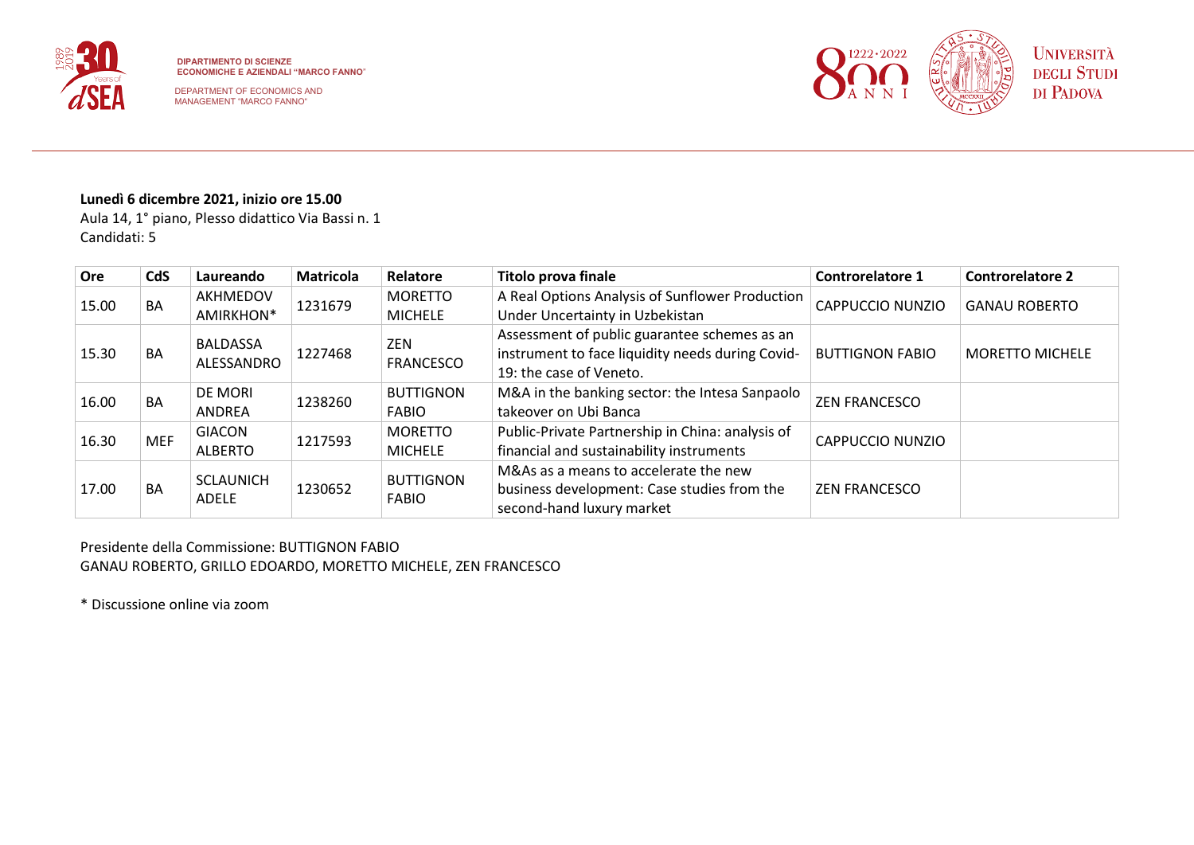DIPARTIMENTO DI SCIENZE ECONOMICHE E AZIENDALI "MARCO FANNO"
DEPARTMENT OF ECONOMICS AND MANAGEMENT "MARCO FANNO"

UNIVERSITÀ DEGLI STUDI DI PADOVA

**Lunedì 6 dicembre 2021, inizio ore 15.00**
Aula 14, 1° piano, Plesso didattico Via Bassi n. 1
Candidati: 5

| Ore | CdS | Laureando | Matricola | Relatore | Titolo prova finale | Controrelatore 1 | Controrelatore 2 |
|---|---|---|---|---|---|---|---|
| 15.00 | BA | AKHMEDOV AMIRKHON* | 1231679 | MORETTO MICHELE | A Real Options Analysis of Sunflower Production Under Uncertainty in Uzbekistan | CAPPUCCIO NUNZIO | GANAU ROBERTO |
| 15.30 | BA | BALDASSA ALESSANDRO | 1227468 | ZEN FRANCESCO | Assessment of public guarantee schemes as an instrument to face liquidity needs during Covid-19: the case of Veneto. | BUTTIGNON FABIO | MORETTO MICHELE |
| 16.00 | BA | DE MORI ANDREA | 1238260 | BUTTIGNON FABIO | M&A in the banking sector: the Intesa Sanpaolo takeover on Ubi Banca | ZEN FRANCESCO | |
| 16.30 | MEF | GIACON ALBERTO | 1217593 | MORETTO MICHELE | Public-Private Partnership in China: analysis of financial and sustainability instruments | CAPPUCCIO NUNZIO | |
| 17.00 | BA | SCLAUNICH ADELE | 1230652 | BUTTIGNON FABIO | M&As as a means to accelerate the new business development: Case studies from the second-hand luxury market | ZEN FRANCESCO | |

Presidente della Commissione: BUTTIGNON FABIO
GANAU ROBERTO, GRILLO EDOARDO, MORETTO MICHELE, ZEN FRANCESCO

* Discussione online via zoom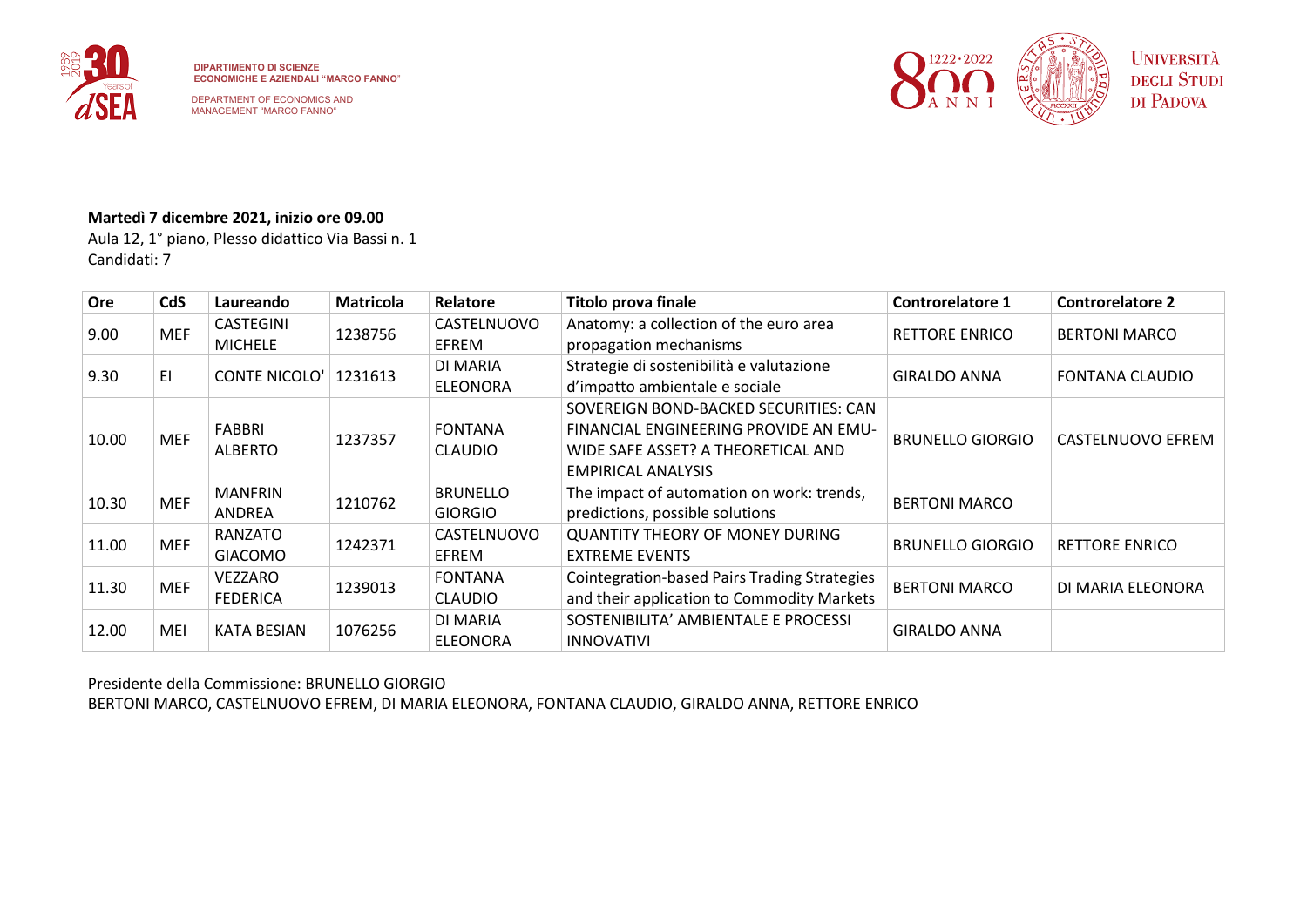**Martedì 7 dicembre 2021, inizio ore 09.00**
Aula 12, 1° piano, Plesso didattico Via Bassi n. 1
Candidati: 7

| Ore | CdS | Laureando | Matricola | Relatore | Titolo prova finale | Controrelatore 1 | Controrelatore 2 |
|---|---|---|---|---|---|---|---|
| 9.00 | MEF | CASTEGINI MICHELE | 1238756 | CASTELNUOVO EFREM | Anatomy: a collection of the euro area propagation mechanisms | RETTORE ENRICO | BERTONI MARCO |
| 9.30 | EI | CONTE NICOLO' | 1231613 | DI MARIA ELEONORA | Strategie di sostenibilità e valutazione d'impatto ambientale e sociale | GIRALDO ANNA | FONTANA CLAUDIO |
| 10.00 | MEF | FABBRI ALBERTO | 1237357 | FONTANA CLAUDIO | SOVEREIGN BOND-BACKED SECURITIES: CAN FINANCIAL ENGINEERING PROVIDE AN EMU-WIDE SAFE ASSET? A THEORETICAL AND EMPIRICAL ANALYSIS | BRUNELLO GIORGIO | CASTELNUOVO EFREM |
| 10.30 | MEF | MANFRIN ANDREA | 1210762 | BRUNELLO GIORGIO | The impact of automation on work: trends, predictions, possible solutions | BERTONI MARCO | |
| 11.00 | MEF | RANZATO GIACOMO | 1242371 | CASTELNUOVO EFREM | QUANTITY THEORY OF MONEY DURING EXTREME EVENTS | BRUNELLO GIORGIO | RETTORE ENRICO |
| 11.30 | MEF | VEZZARO FEDERICA | 1239013 | FONTANA CLAUDIO | Cointegration-based Pairs Trading Strategies and their application to Commodity Markets | BERTONI MARCO | DI MARIA ELEONORA |
| 12.00 | MEI | KATA BESIAN | 1076256 | DI MARIA ELEONORA | SOSTENIBILITA' AMBIENTALE E PROCESSI INNOVATIVI | GIRALDO ANNA | |

Presidente della Commissione: BRUNELLO GIORGIO
BERTONI MARCO, CASTELNUOVO EFREM, DI MARIA ELEONORA, FONTANA CLAUDIO, GIRALDO ANNA, RETTORE ENRICO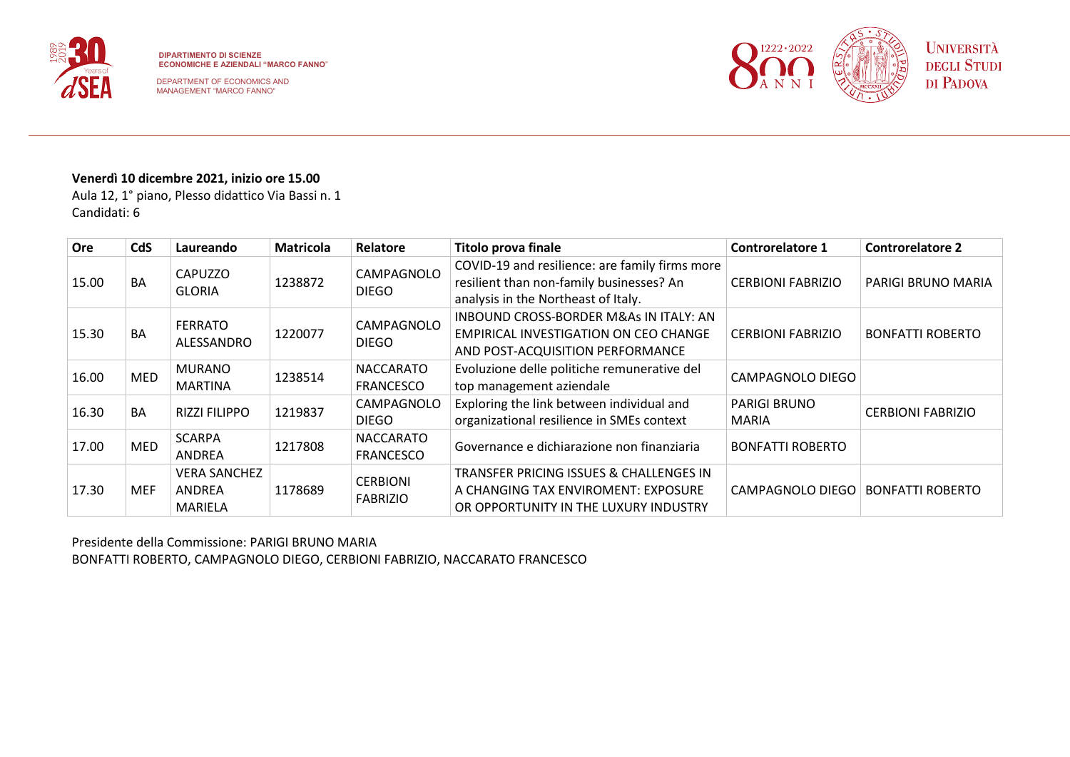**Venerdì 10 dicembre 2021, inizio ore 15.00**
Aula 12, 1° piano, Plesso didattico Via Bassi n. 1
Candidati: 6

| Ore | CdS | Laureando | Matricola | Relatore | Titolo prova finale | Controrelatore 1 | Controrelatore 2 |
|---|---|---|---|---|---|---|---|
| 15.00 | BA | CAPUZZO GLORIA | 1238872 | CAMPAGNOLO DIEGO | COVID-19 and resilience: are family firms more resilient than non-family businesses? An analysis in the Northeast of Italy. | CERBIONI FABRIZIO | PARIGI BRUNO MARIA |
| 15.30 | BA | FERRATO ALESSANDRO | 1220077 | CAMPAGNOLO DIEGO | INBOUND CROSS-BORDER M&As IN ITALY: AN EMPIRICAL INVESTIGATION ON CEO CHANGE AND POST-ACQUISITION PERFORMANCE | CERBIONI FABRIZIO | BONFATTI ROBERTO |
| 16.00 | MED | MURANO MARTINA | 1238514 | NACCARATO FRANCESCO | Evoluzione delle politiche remunerative del top management aziendale | CAMPAGNOLO DIEGO | |
| 16.30 | BA | RIZZI FILIPPO | 1219837 | CAMPAGNOLO DIEGO | Exploring the link between individual and organizational resilience in SMEs context | PARIGI BRUNO MARIA | CERBIONI FABRIZIO |
| 17.00 | MED | SCARPA ANDREA | 1217808 | NACCARATO FRANCESCO | Governance e dichiarazione non finanziaria | BONFATTI ROBERTO | |
| 17.30 | MEF | VERA SANCHEZ ANDREA MARIELA | 1178689 | CERBIONI FABRIZIO | TRANSFER PRICING ISSUES & CHALLENGES IN A CHANGING TAX ENVIROMENT: EXPOSURE OR OPPORTUNITY IN THE LUXURY INDUSTRY | CAMPAGNOLO DIEGO | BONFATTI ROBERTO |

Presidente della Commissione: PARIGI BRUNO MARIA
BONFATTI ROBERTO, CAMPAGNOLO DIEGO, CERBIONI FABRIZIO, NACCARATO FRANCESCO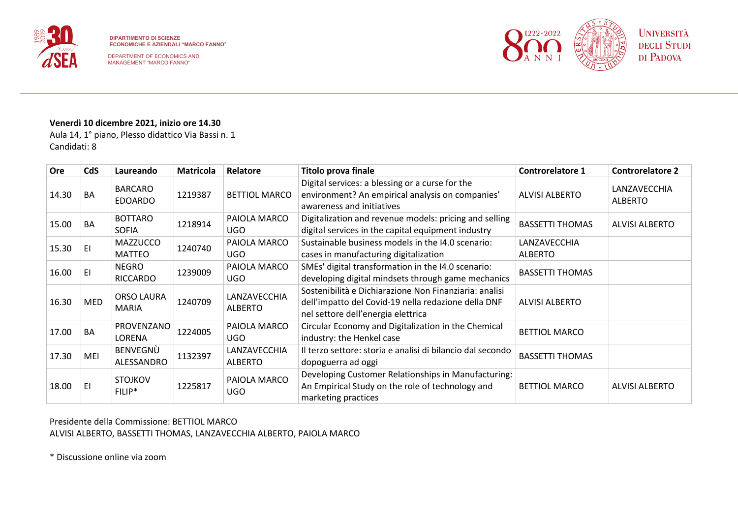**Venerdì 10 dicembre 2021, inizio ore 14.30**
Aula 14, 1° piano, Plesso didattico Via Bassi n. 1
Candidati: 8

| Ore | CdS | Laureando | Matricola | Relatore | Titolo prova finale | Controrelatore 1 | Controrelatore 2 |
|---|---|---|---|---|---|---|---|
| 14.30 | BA | BARCARO EDOARDO | 1219387 | BETTIOL MARCO | Digital services: a blessing or a curse for the environment? An empirical analysis on companies' awareness and initiatives | ALVISI ALBERTO | LANZAVECCHIA ALBERTO |
| 15.00 | BA | BOTTARO SOFIA | 1218914 | PAIOLA MARCO UGO | Digitalization and revenue models: pricing and selling digital services in the capital equipment industry | BASSETTI THOMAS | ALVISI ALBERTO |
| 15.30 | EI | MAZZUCCO MATTEO | 1240740 | PAIOLA MARCO UGO | Sustainable business models in the I4.0 scenario: cases in manufacturing digitalization | LANZAVECCHIA ALBERTO | |
| 16.00 | EI | NEGRO RICCARDO | 1239009 | PAIOLA MARCO UGO | SMEs' digital transformation in the I4.0 scenario: developing digital mindsets through game mechanics | BASSETTI THOMAS | |
| 16.30 | MED | ORSO LAURA MARIA | 1240709 | LANZAVECCHIA ALBERTO | Sostenibilità e Dichiarazione Non Finanziaria: analisi dell'impatto del Covid-19 nella redazione della DNF nel settore dell'energia elettrica | ALVISI ALBERTO | |
| 17.00 | BA | PROVENZANO LORENA | 1224005 | PAIOLA MARCO UGO | Circular Economy and Digitalization in the Chemical industry: the Henkel case | BETTIOL MARCO | |
| 17.30 | MEI | BENVEGNÙ ALESSANDRO | 1132397 | LANZAVECCHIA ALBERTO | Il terzo settore: storia e analisi di bilancio dal secondo dopoguerra ad oggi | BASSETTI THOMAS | |
| 18.00 | EI | STOJKOV FILIP* | 1225817 | PAIOLA MARCO UGO | Developing Customer Relationships in Manufacturing: An Empirical Study on the role of technology and marketing practices | BETTIOL MARCO | ALVISI ALBERTO |

Presidente della Commissione: BETTIOL MARCO
ALVISI ALBERTO, BASSETTI THOMAS, LANZAVECCHIA ALBERTO, PAIOLA MARCO

* Discussione online via zoom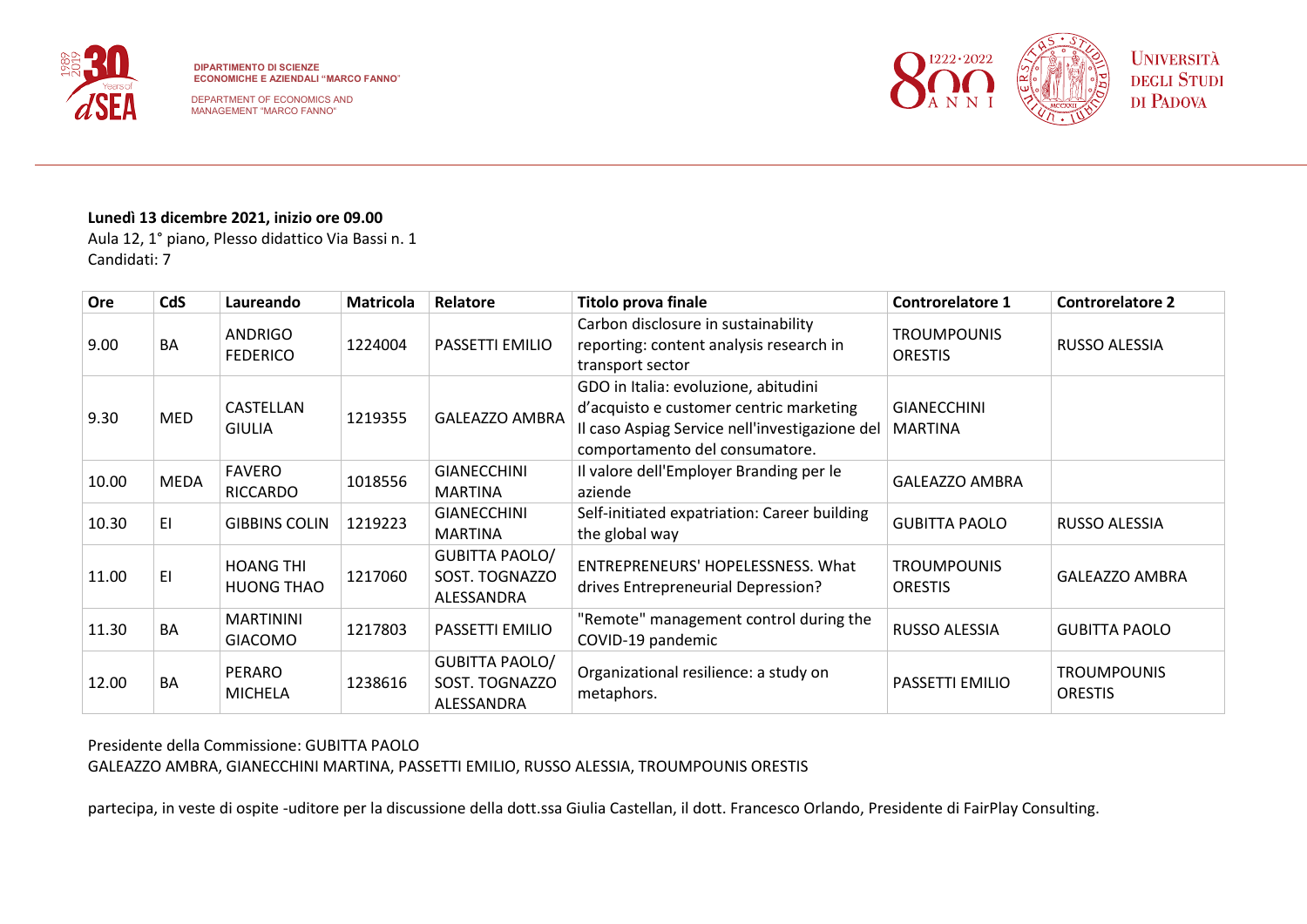**Lunedì 13 dicembre 2021, inizio ore 09.00**
Aula 12, 1° piano, Plesso didattico Via Bassi n. 1
Candidati: 7

| Ore | CdS | Laureando | Matricola | Relatore | Titolo prova finale | Controrelatore 1 | Controrelatore 2 |
|---|---|---|---|---|---|---|---|
| 9.00 | BA | ANDRIGO FEDERICO | 1224004 | PASSETTI EMILIO | Carbon disclosure in sustainability reporting: content analysis research in transport sector | TROUMPOUNIS ORESTIS | RUSSO ALESSIA |
| 9.30 | MED | CASTELLAN GIULIA | 1219355 | GALEAZZO AMBRA | GDO in Italia: evoluzione, abitudini d'acquisto e customer centric marketing Il caso Aspiag Service nell'investigazione del comportamento del consumatore. | GIANECCHINI MARTINA | |
| 10.00 | MEDA | FAVERO RICCARDO | 1018556 | GIANECCHINI MARTINA | Il valore dell'Employer Branding per le aziende | GALEAZZO AMBRA | |
| 10.30 | EI | GIBBINS COLIN | 1219223 | GIANECCHINI MARTINA | Self-initiated expatriation: Career building the global way | GUBITTA PAOLO | RUSSO ALESSIA |
| 11.00 | EI | HOANG THI HUONG THAO | 1217060 | GUBITTA PAOLO/ SOST. TOGNAZZO ALESSANDRA | ENTREPRENEURS' HOPELESSNESS. What drives Entrepreneurial Depression? | TROUMPOUNIS ORESTIS | GALEAZZO AMBRA |
| 11.30 | BA | MARTININI GIACOMO | 1217803 | PASSETTI EMILIO | "Remote" management control during the COVID-19 pandemic | RUSSO ALESSIA | GUBITTA PAOLO |
| 12.00 | BA | PERARO MICHELA | 1238616 | GUBITTA PAOLO/ SOST. TOGNAZZO ALESSANDRA | Organizational resilience: a study on metaphors. | PASSETTI EMILIO | TROUMPOUNIS ORESTIS |

Presidente della Commissione: GUBITTA PAOLO
GALEAZZO AMBRA, GIANECCHINI MARTINA, PASSETTI EMILIO, RUSSO ALESSIA, TROUMPOUNIS ORESTIS

partecipa, in veste di ospite -uditore per la discussione della dott.ssa Giulia Castellan, il dott. Francesco Orlando, Presidente di FairPlay Consulting.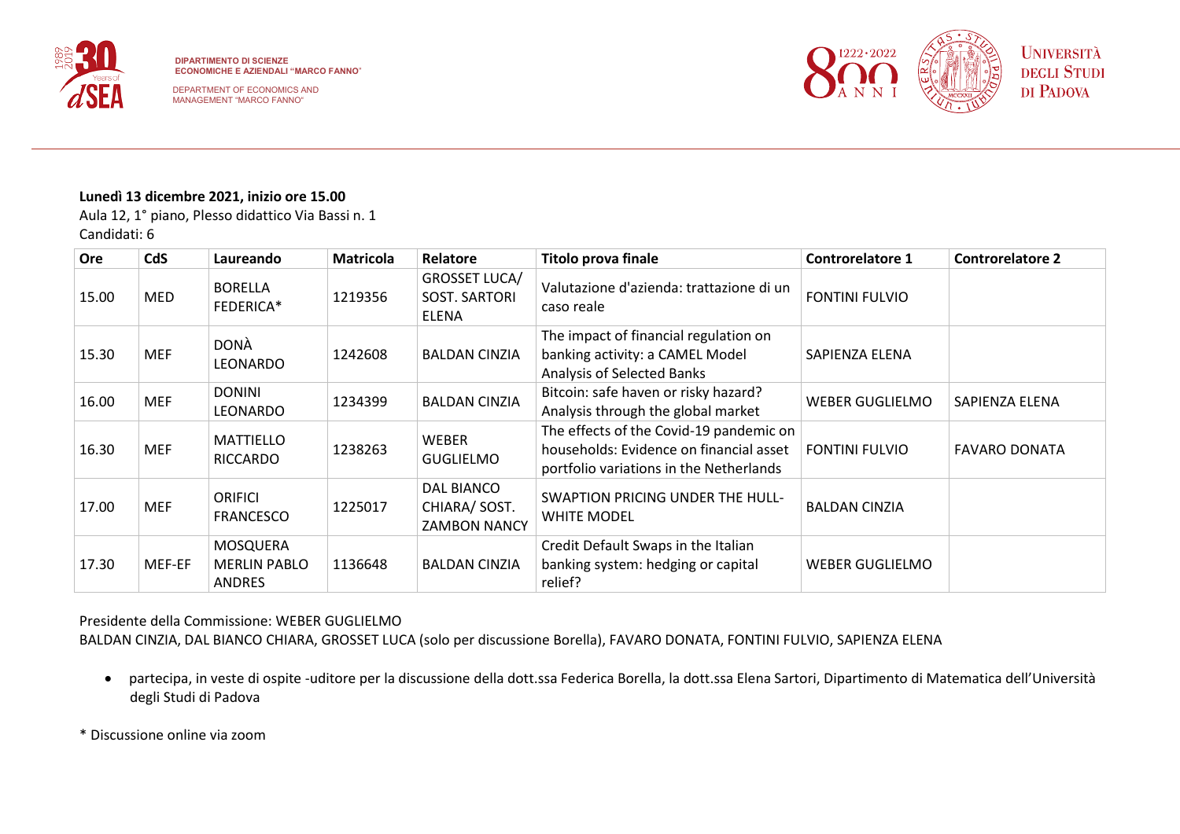**Lunedì 13 dicembre 2021, inizio ore 15.00**

Aula 12, 1° piano, Plesso didattico Via Bassi n. 1

Candidati: 6

| Ore | CdS | Laureando | Matricola | Relatore | Titolo prova finale | Controrelatore 1 | Controrelatore 2 |
|---|---|---|---|---|---|---|---|
| 15.00 | MED | BORELLA FEDERICA* | 1219356 | GROSSET LUCA/ SOST. SARTORI ELENA | Valutazione d'azienda: trattazione di un caso reale | FONTINI FULVIO | |
| 15.30 | MEF | DONÀ LEONARDO | 1242608 | BALDAN CINZIA | The impact of financial regulation on banking activity: a CAMEL Model Analysis of Selected Banks | SAPIENZA ELENA | |
| 16.00 | MEF | DONINI LEONARDO | 1234399 | BALDAN CINZIA | Bitcoin: safe haven or risky hazard? Analysis through the global market | WEBER GUGLIELMO | SAPIENZA ELENA |
| 16.30 | MEF | MATTIELLO RICCARDO | 1238263 | WEBER GUGLIELMO | The effects of the Covid-19 pandemic on households: Evidence on financial asset portfolio variations in the Netherlands | FONTINI FULVIO | FAVARO DONATA |
| 17.00 | MEF | ORIFICI FRANCESCO | 1225017 | DAL BIANCO CHIARA/ SOST. ZAMBON NANCY | SWAPTION PRICING UNDER THE HULL-WHITE MODEL | BALDAN CINZIA | |
| 17.30 | MEF-EF | MOSQUERA MERLIN PABLO ANDRES | 1136648 | BALDAN CINZIA | Credit Default Swaps in the Italian banking system: hedging or capital relief? | WEBER GUGLIELMO | |

Presidente della Commissione: WEBER GUGLIELMO

BALDAN CINZIA, DAL BIANCO CHIARA, GROSSET LUCA (solo per discussione Borella), FAVARO DONATA, FONTINI FULVIO, SAPIENZA ELENA

- partecipa, in veste di ospite -uditore per la discussione della dott.ssa Federica Borella, la dott.ssa Elena Sartori, Dipartimento di Matematica dell'Università degli Studi di Padova

* Discussione online via zoom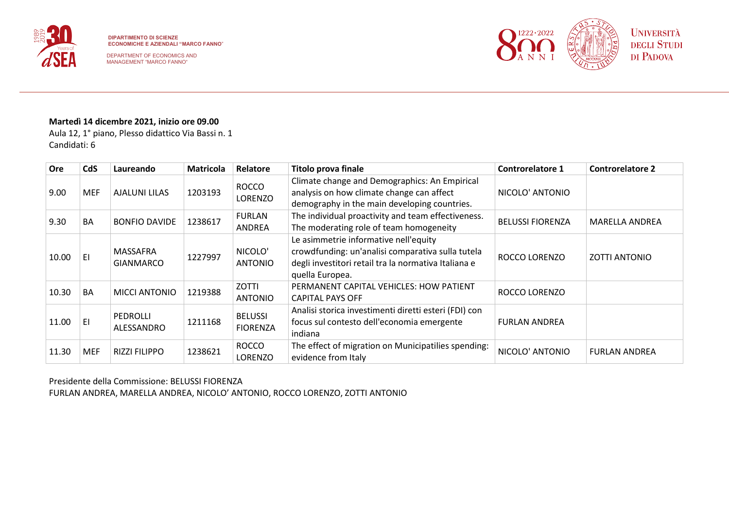**Martedì 14 dicembre 2021, inizio ore 09.00**

Aula 12, 1° piano, Plesso didattico Via Bassi n. 1

Candidati: 6

| Ore | CdS | Laureando | Matricola | Relatore | Titolo prova finale | Controrelatore 1 | Controrelatore 2 |
|---|---|---|---|---|---|---|---|
| 9.00 | MEF | AJALUNI LILAS | 1203193 | ROCCO LORENZO | Climate change and Demographics: An Empirical analysis on how climate change can affect demography in the main developing countries. | NICOLO' ANTONIO | |
| 9.30 | BA | BONFIO DAVIDE | 1238617 | FURLAN ANDREA | The individual proactivity and team effectiveness. The moderating role of team homogeneity | BELUSSI FIORENZA | MARELLA ANDREA |
| 10.00 | EI | MASSAFRA GIANMARCO | 1227997 | NICOLO' ANTONIO | Le asimmetrie informative nell'equity crowdfunding: un'analisi comparativa sulla tutela degli investitori retail tra la normativa Italiana e quella Europea. | ROCCO LORENZO | ZOTTI ANTONIO |
| 10.30 | BA | MICCI ANTONIO | 1219388 | ZOTTI ANTONIO | PERMANENT CAPITAL VEHICLES: HOW PATIENT CAPITAL PAYS OFF | ROCCO LORENZO | |
| 11.00 | EI | PEDROLLI ALESSANDRO | 1211168 | BELUSSI FIORENZA | Analisi storica investimenti diretti esteri (FDI) con focus sul contesto dell'economia emergente indiana | FURLAN ANDREA | |
| 11.30 | MEF | RIZZI FILIPPO | 1238621 | ROCCO LORENZO | The effect of migration on Municipatiles spending: evidence from Italy | NICOLO' ANTONIO | FURLAN ANDREA |

Presidente della Commissione: BELUSSI FIORENZA

FURLAN ANDREA, MARELLA ANDREA, NICOLO' ANTONIO, ROCCO LORENZO, ZOTTI ANTONIO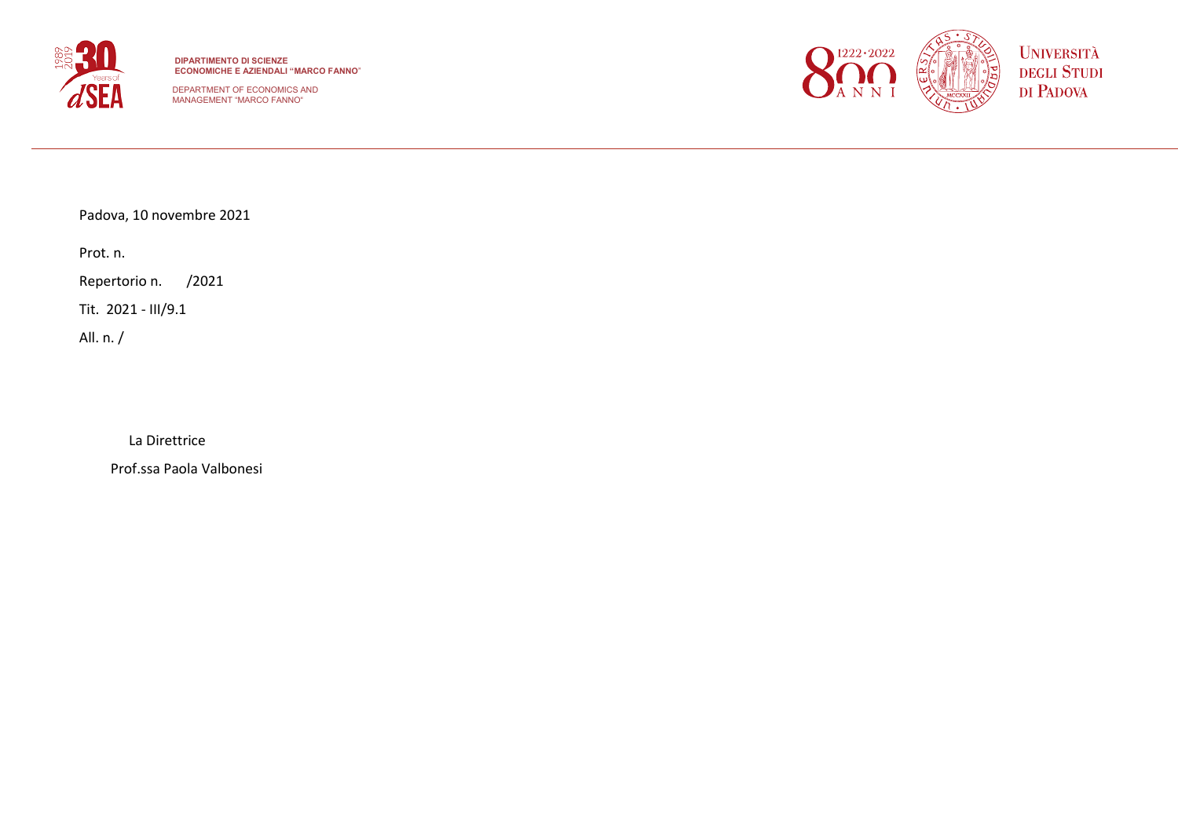DIPARTIMENTO DI SCIENZE ECONOMICHE E AZIENDALI "MARCO FANNO"

DEPARTMENT OF ECONOMICS AND MANAGEMENT "MARCO FANNO"

UNIVERSITÀ DEGLI STUDI DI PADOVA

Padova, 10 novembre 2021

Prot. n.

Repertorio n. /2021

Tit. 2021 - III/9.1

All. n. /

La Direttrice

Prof.ssa Paola Valbonesi